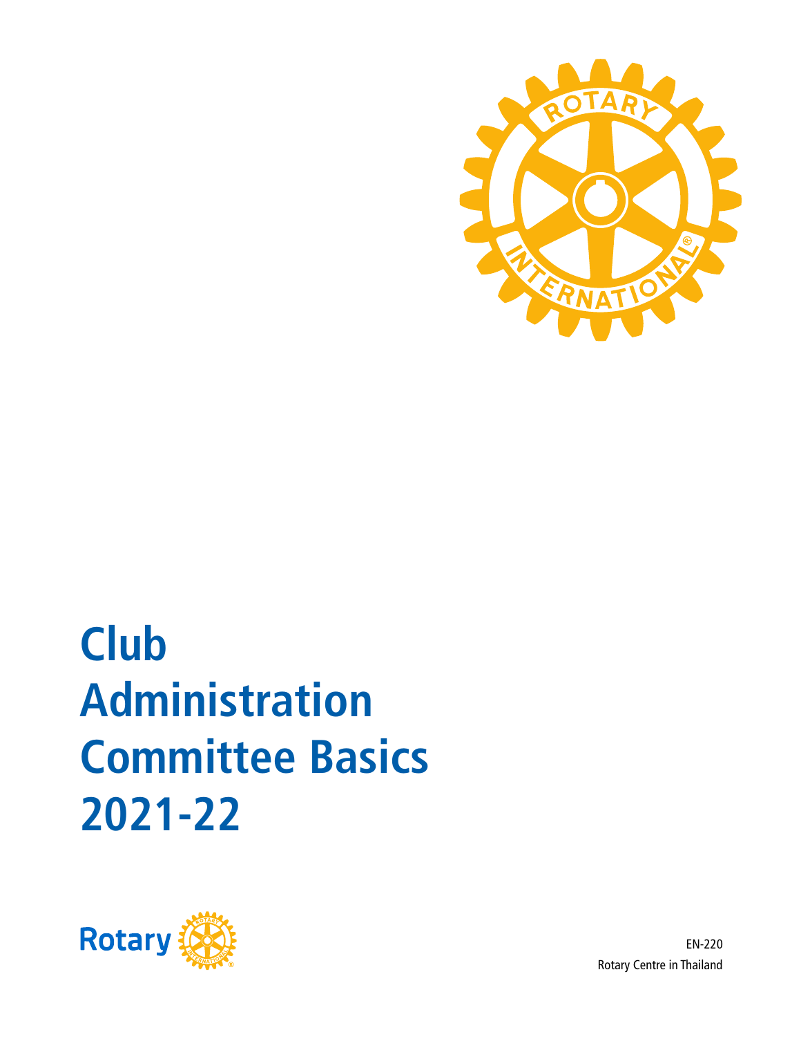# Club Administration Committee Basics 2021-22

EN-220

Rotary Centre in Thailand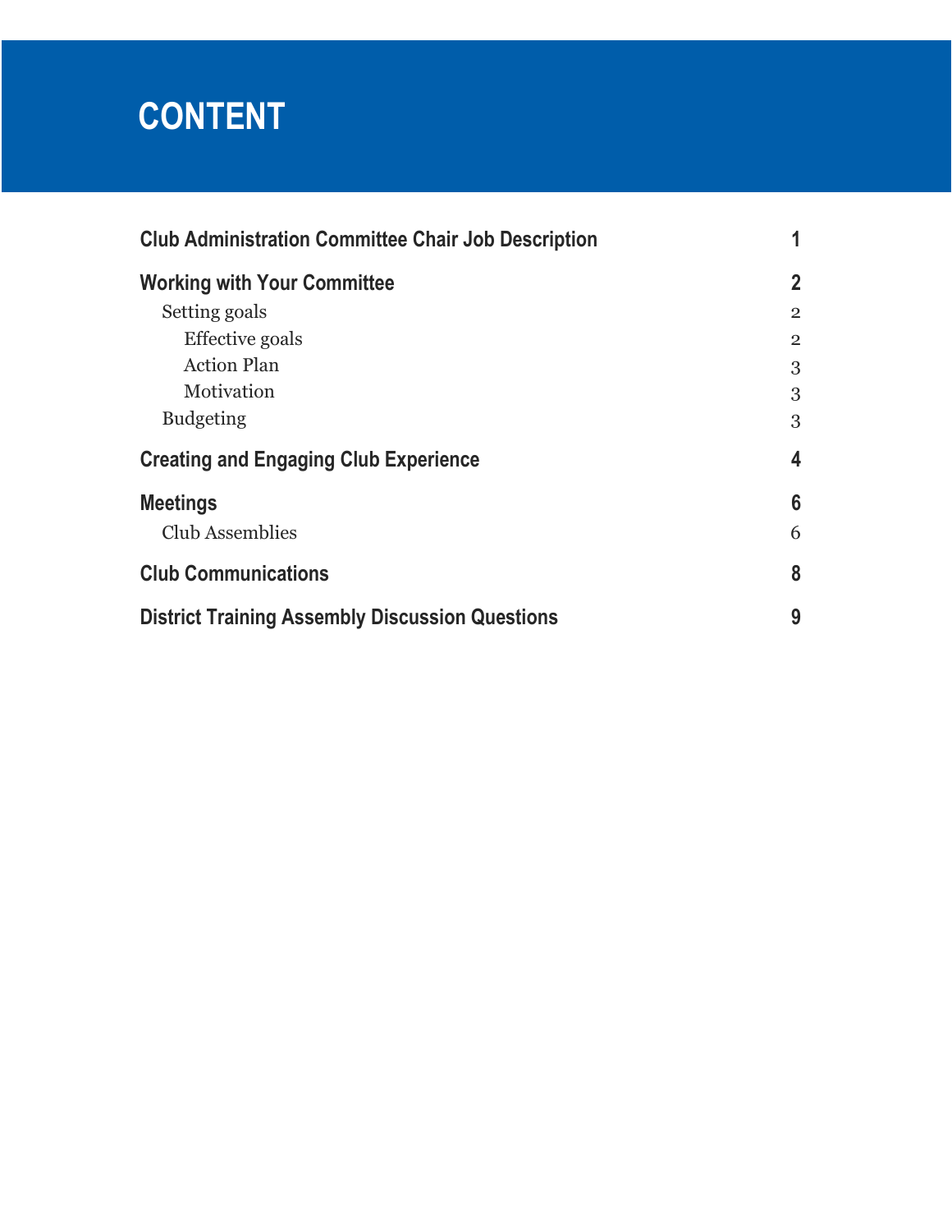# CONTENT

| | |
|---|---|
| **Club Administration Committee Chair Job Description** | **1** |
| **Working with Your Committee** | **2** |
| Setting goals | 2 |
| Effective goals | 2 |
| Action Plan | 3 |
| Motivation | 3 |
| Budgeting | 3 |
| **Creating and Engaging Club Experience** | **4** |
| **Meetings** | **6** |
| Club Assemblies | 6 |
| **Club Communications** | **8** |
| **District Training Assembly Discussion Questions** | **9** |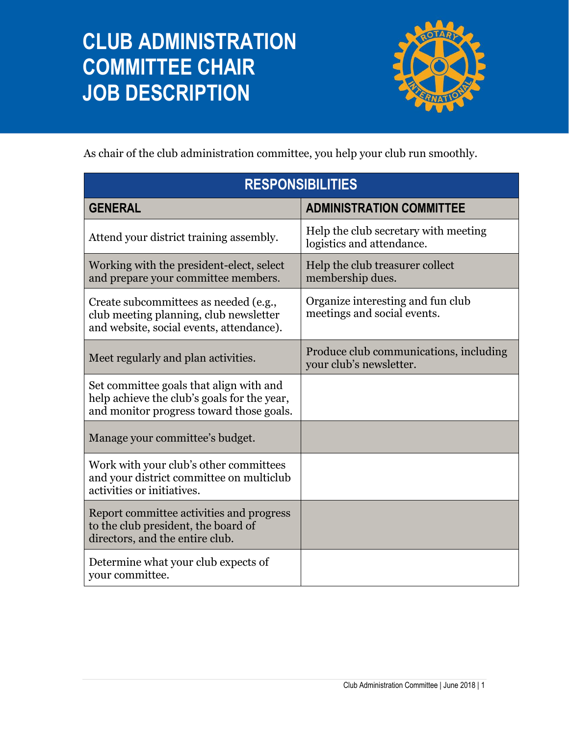# CLUB ADMINISTRATION COMMITTEE CHAIR JOB DESCRIPTION

As chair of the club administration committee, you help your club run smoothly.

| RESPONSIBILITIES | |
|---|---|
| **GENERAL** | **ADMINISTRATION COMMITTEE** |
| Attend your district training assembly. | Help the club secretary with meeting logistics and attendance. |
| Working with the president-elect, select and prepare your committee members. | Help the club treasurer collect membership dues. |
| Create subcommittees as needed (e.g., club meeting planning, club newsletter and website, social events, attendance). | Organize interesting and fun club meetings and social events. |
| Meet regularly and plan activities. | Produce club communications, including your club's newsletter. |
| Set committee goals that align with and help achieve the club's goals for the year, and monitor progress toward those goals. | |
| Manage your committee's budget. | |
| Work with your club's other committees and your district committee on multiclub activities or initiatives. | |
| Report committee activities and progress to the club president, the board of directors, and the entire club. | |
| Determine what your club expects of your committee. | |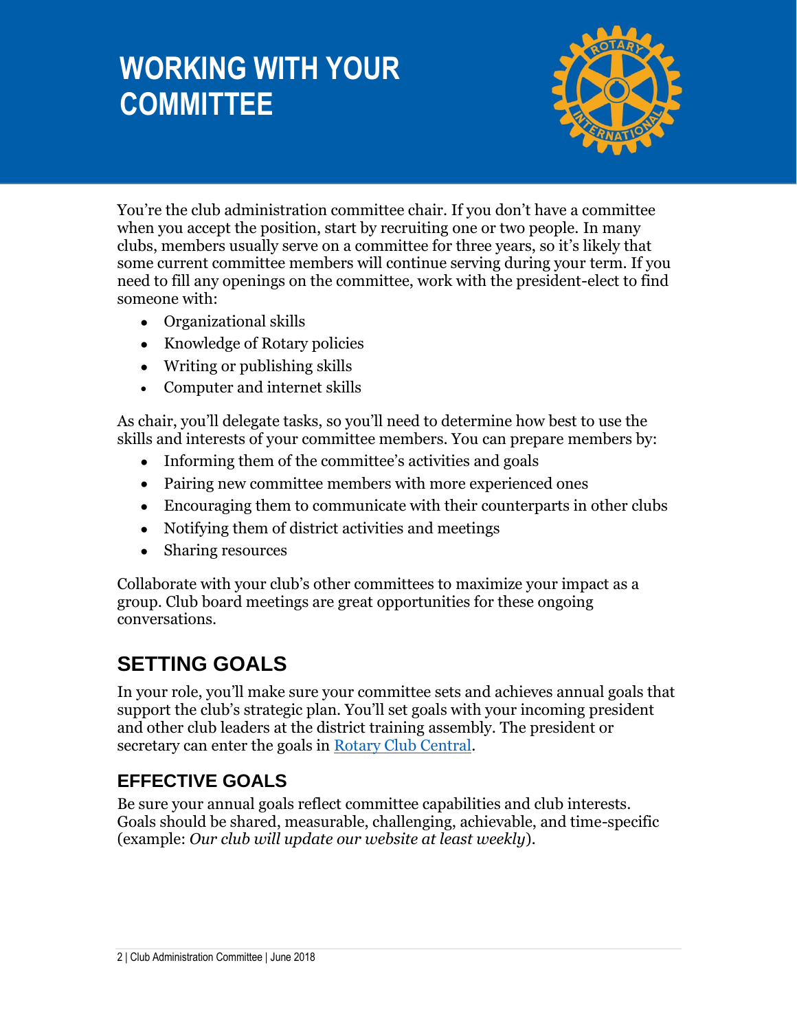# WORKING WITH YOUR COMMITTEE

You're the club administration committee chair. If you don't have a committee when you accept the position, start by recruiting one or two people. In many clubs, members usually serve on a committee for three years, so it's likely that some current committee members will continue serving during your term. If you need to fill any openings on the committee, work with the president-elect to find someone with:

- Organizational skills
- Knowledge of Rotary policies
- Writing or publishing skills
- Computer and internet skills

As chair, you'll delegate tasks, so you'll need to determine how best to use the skills and interests of your committee members. You can prepare members by:

- Informing them of the committee's activities and goals
- Pairing new committee members with more experienced ones
- Encouraging them to communicate with their counterparts in other clubs
- Notifying them of district activities and meetings
- Sharing resources

Collaborate with your club's other committees to maximize your impact as a group. Club board meetings are great opportunities for these ongoing conversations.

## SETTING GOALS

In your role, you'll make sure your committee sets and achieves annual goals that support the club's strategic plan. You'll set goals with your incoming president and other club leaders at the district training assembly. The president or secretary can enter the goals in Rotary Club Central.

### EFFECTIVE GOALS

Be sure your annual goals reflect committee capabilities and club interests. Goals should be shared, measurable, challenging, achievable, and time-specific (example: *Our club will update our website at least weekly*).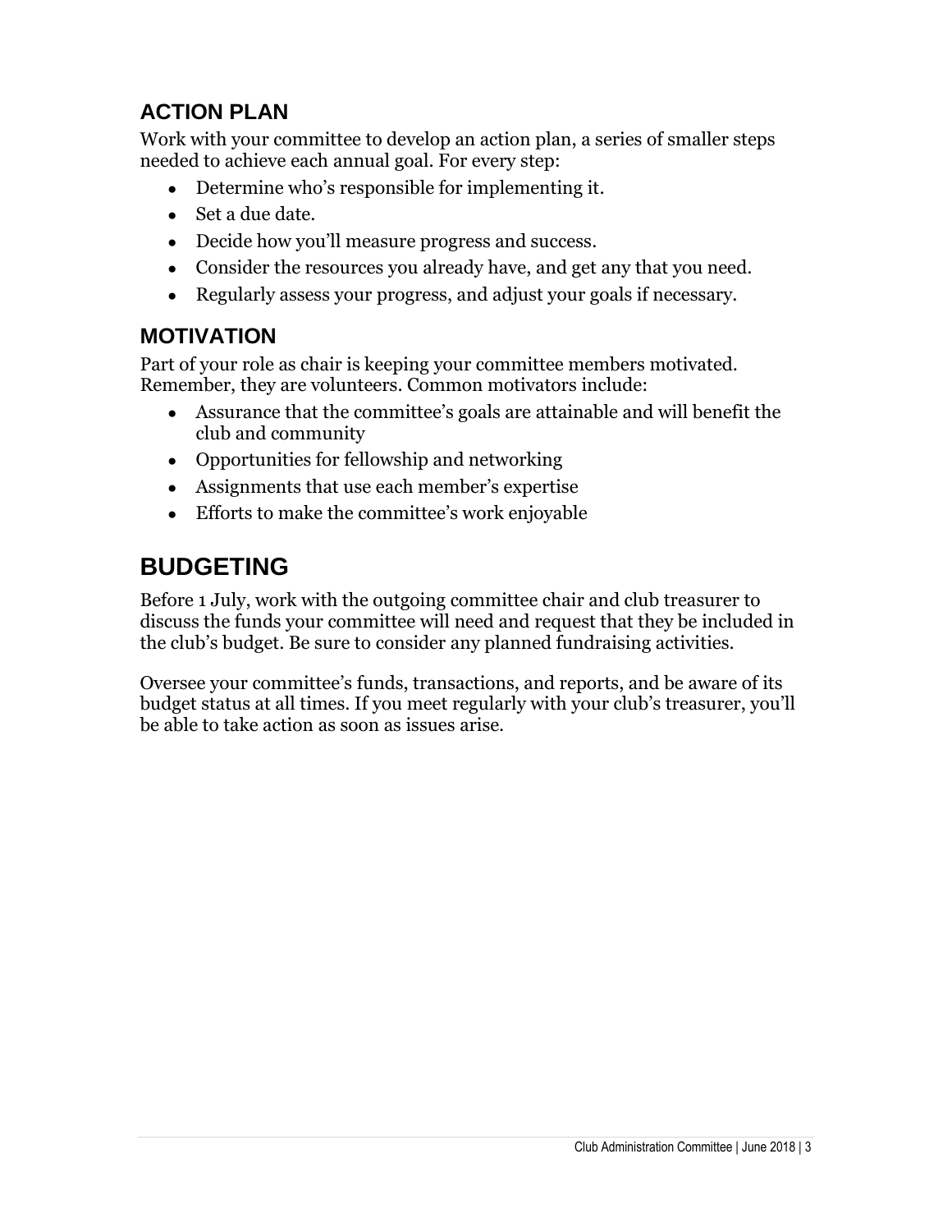### ACTION PLAN

Work with your committee to develop an action plan, a series of smaller steps needed to achieve each annual goal. For every step:

- Determine who's responsible for implementing it.
- Set a due date.
- Decide how you'll measure progress and success.
- Consider the resources you already have, and get any that you need.
- Regularly assess your progress, and adjust your goals if necessary.

### MOTIVATION

Part of your role as chair is keeping your committee members motivated. Remember, they are volunteers. Common motivators include:

- Assurance that the committee's goals are attainable and will benefit the club and community
- Opportunities for fellowship and networking
- Assignments that use each member's expertise
- Efforts to make the committee's work enjoyable

## BUDGETING

Before 1 July, work with the outgoing committee chair and club treasurer to discuss the funds your committee will need and request that they be included in the club's budget. Be sure to consider any planned fundraising activities.

Oversee your committee's funds, transactions, and reports, and be aware of its budget status at all times. If you meet regularly with your club's treasurer, you'll be able to take action as soon as issues arise.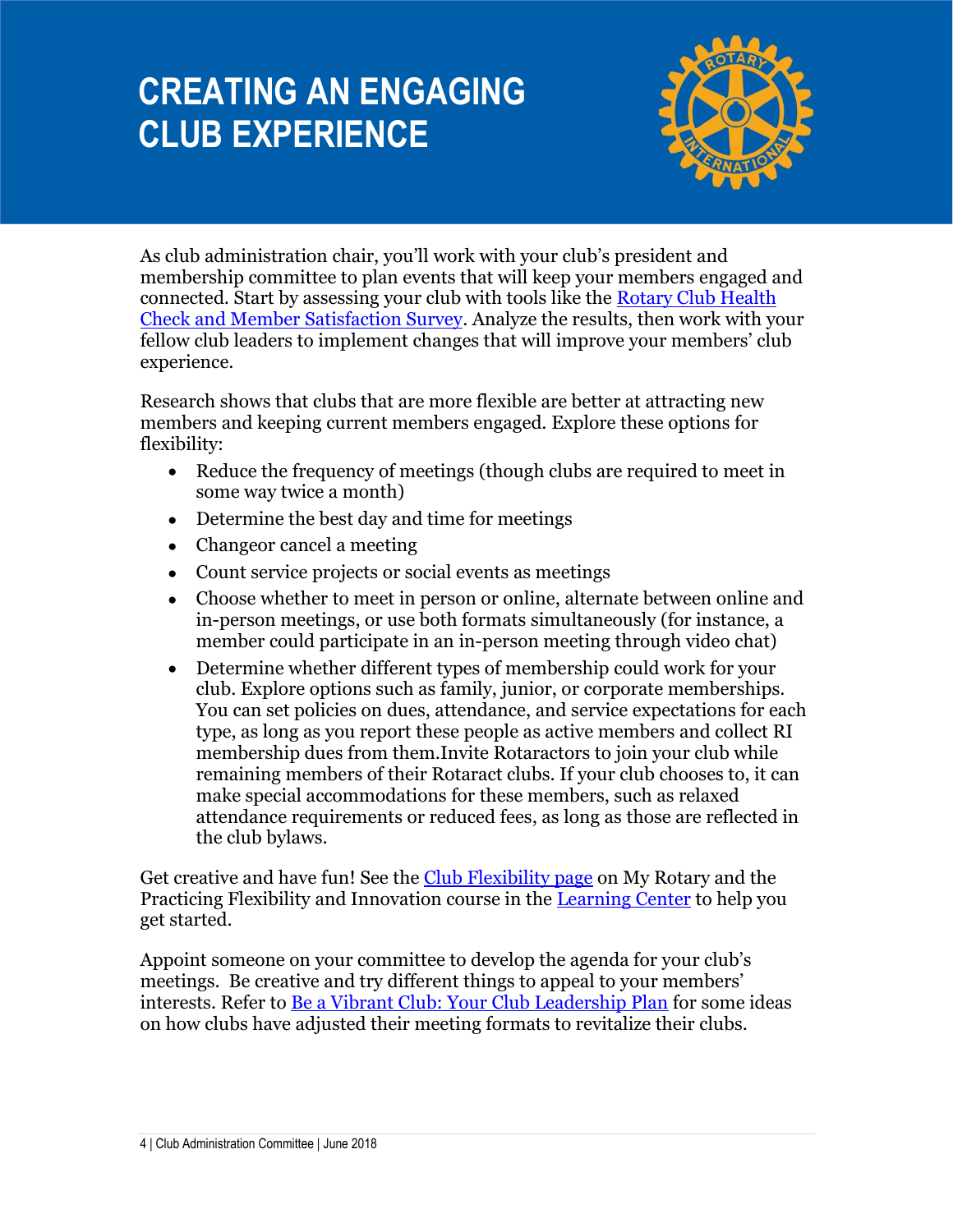# CREATING AN ENGAGING CLUB EXPERIENCE

As club administration chair, you'll work with your club's president and membership committee to plan events that will keep your members engaged and connected. Start by assessing your club with tools like the Rotary Club Health Check and Member Satisfaction Survey. Analyze the results, then work with your fellow club leaders to implement changes that will improve your members' club experience.

Research shows that clubs that are more flexible are better at attracting new members and keeping current members engaged. Explore these options for flexibility:

- Reduce the frequency of meetings (though clubs are required to meet in some way twice a month)
- Determine the best day and time for meetings
- Changeor cancel a meeting
- Count service projects or social events as meetings
- Choose whether to meet in person or online, alternate between online and in-person meetings, or use both formats simultaneously (for instance, a member could participate in an in-person meeting through video chat)
- Determine whether different types of membership could work for your club. Explore options such as family, junior, or corporate memberships. You can set policies on dues, attendance, and service expectations for each type, as long as you report these people as active members and collect RI membership dues from them.Invite Rotaractors to join your club while remaining members of their Rotaract clubs. If your club chooses to, it can make special accommodations for these members, such as relaxed attendance requirements or reduced fees, as long as those are reflected in the club bylaws.

Get creative and have fun! See the Club Flexibility page on My Rotary and the Practicing Flexibility and Innovation course in the Learning Center to help you get started.

Appoint someone on your committee to develop the agenda for your club's meetings. Be creative and try different things to appeal to your members' interests. Refer to Be a Vibrant Club: Your Club Leadership Plan for some ideas on how clubs have adjusted their meeting formats to revitalize their clubs.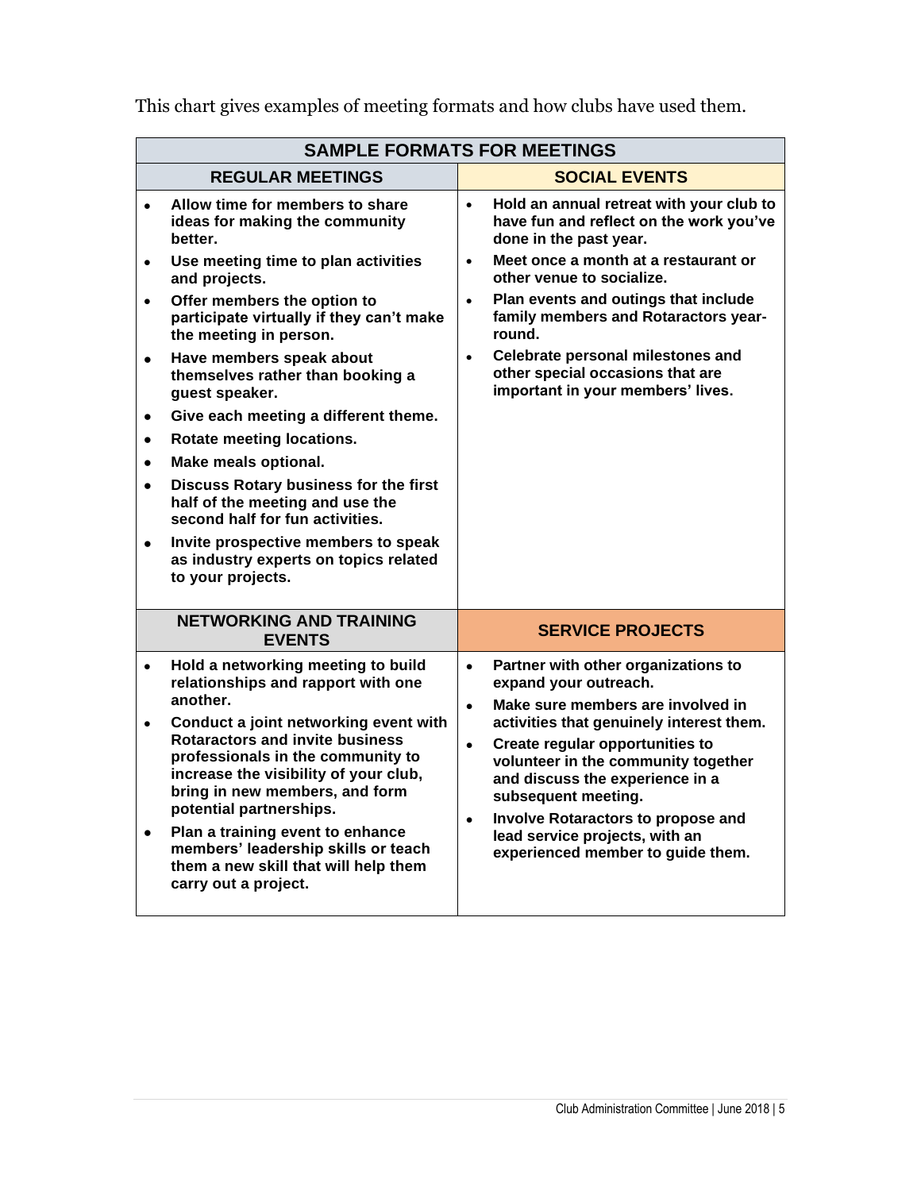This chart gives examples of meeting formats and how clubs have used them.

| SAMPLE FORMATS FOR MEETINGS | |
|---|---|
| **REGULAR MEETINGS** | **SOCIAL EVENTS** |
| • Allow time for members to share ideas for making the community better.<br>• Use meeting time to plan activities and projects.<br>• Offer members the option to participate virtually if they can't make the meeting in person.<br>• Have members speak about themselves rather than booking a guest speaker.<br>• Give each meeting a different theme.<br>• Rotate meeting locations.<br>• Make meals optional.<br>• Discuss Rotary business for the first half of the meeting and use the second half for fun activities.<br>• Invite prospective members to speak as industry experts on topics related to your projects. | • Hold an annual retreat with your club to have fun and reflect on the work you've done in the past year.<br>• Meet once a month at a restaurant or other venue to socialize.<br>• Plan events and outings that include family members and Rotaractors year-round.<br>• Celebrate personal milestones and other special occasions that are important in your members' lives. |
| **NETWORKING AND TRAINING EVENTS** | **SERVICE PROJECTS** |
| • Hold a networking meeting to build relationships and rapport with one another.<br>• Conduct a joint networking event with Rotaractors and invite business professionals in the community to increase the visibility of your club, bring in new members, and form potential partnerships.<br>• Plan a training event to enhance members' leadership skills or teach them a new skill that will help them carry out a project. | • Partner with other organizations to expand your outreach.<br>• Make sure members are involved in activities that genuinely interest them.<br>• Create regular opportunities to volunteer in the community together and discuss the experience in a subsequent meeting.<br>• Involve Rotaractors to propose and lead service projects, with an experienced member to guide them. |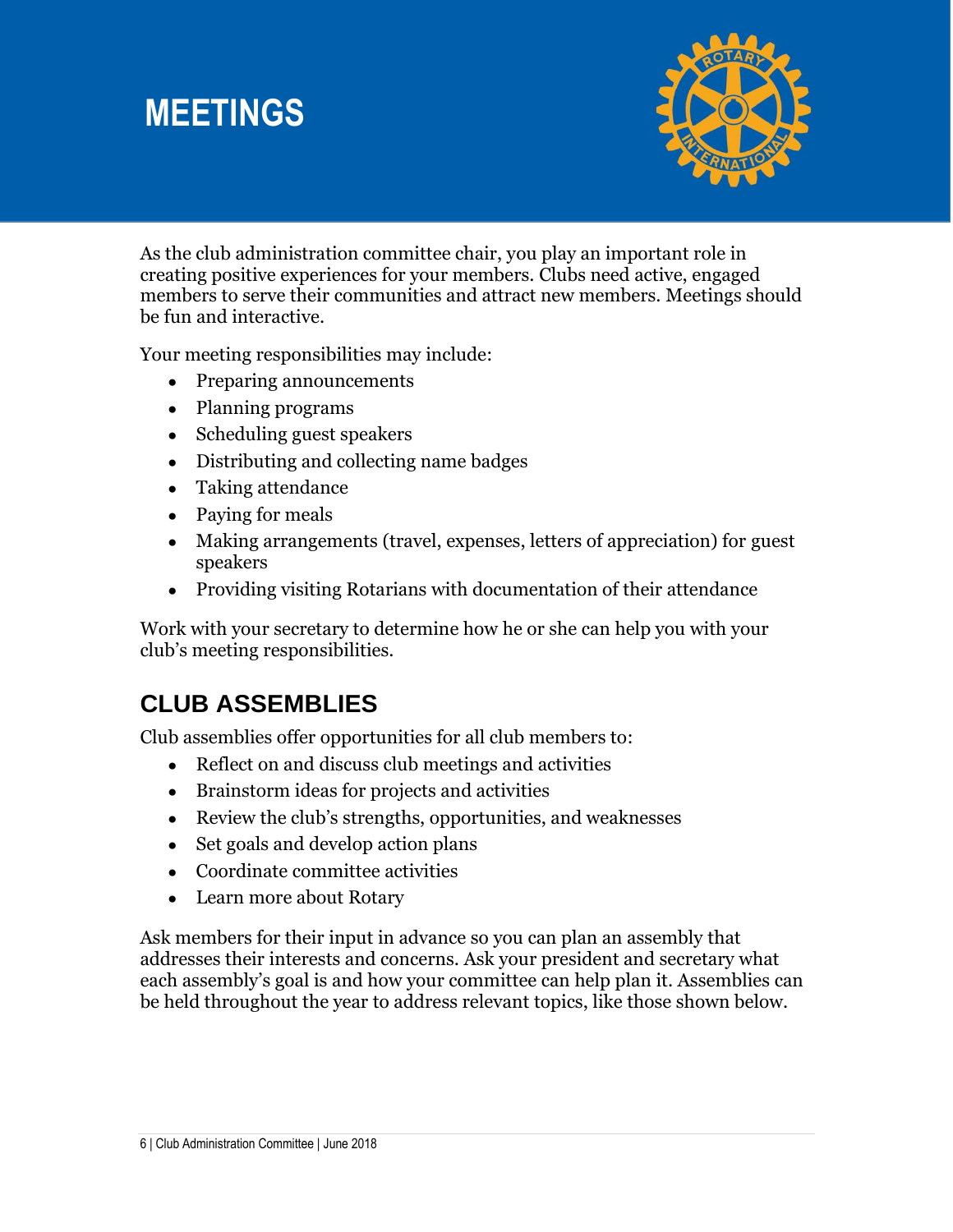# MEETINGS

As the club administration committee chair, you play an important role in creating positive experiences for your members. Clubs need active, engaged members to serve their communities and attract new members. Meetings should be fun and interactive.

Your meeting responsibilities may include:

- Preparing announcements
- Planning programs
- Scheduling guest speakers
- Distributing and collecting name badges
- Taking attendance
- Paying for meals
- Making arrangements (travel, expenses, letters of appreciation) for guest speakers
- Providing visiting Rotarians with documentation of their attendance

Work with your secretary to determine how he or she can help you with your club's meeting responsibilities.

## CLUB ASSEMBLIES

Club assemblies offer opportunities for all club members to:

- Reflect on and discuss club meetings and activities
- Brainstorm ideas for projects and activities
- Review the club's strengths, opportunities, and weaknesses
- Set goals and develop action plans
- Coordinate committee activities
- Learn more about Rotary

Ask members for their input in advance so you can plan an assembly that addresses their interests and concerns. Ask your president and secretary what each assembly's goal is and how your committee can help plan it. Assemblies can be held throughout the year to address relevant topics, like those shown below.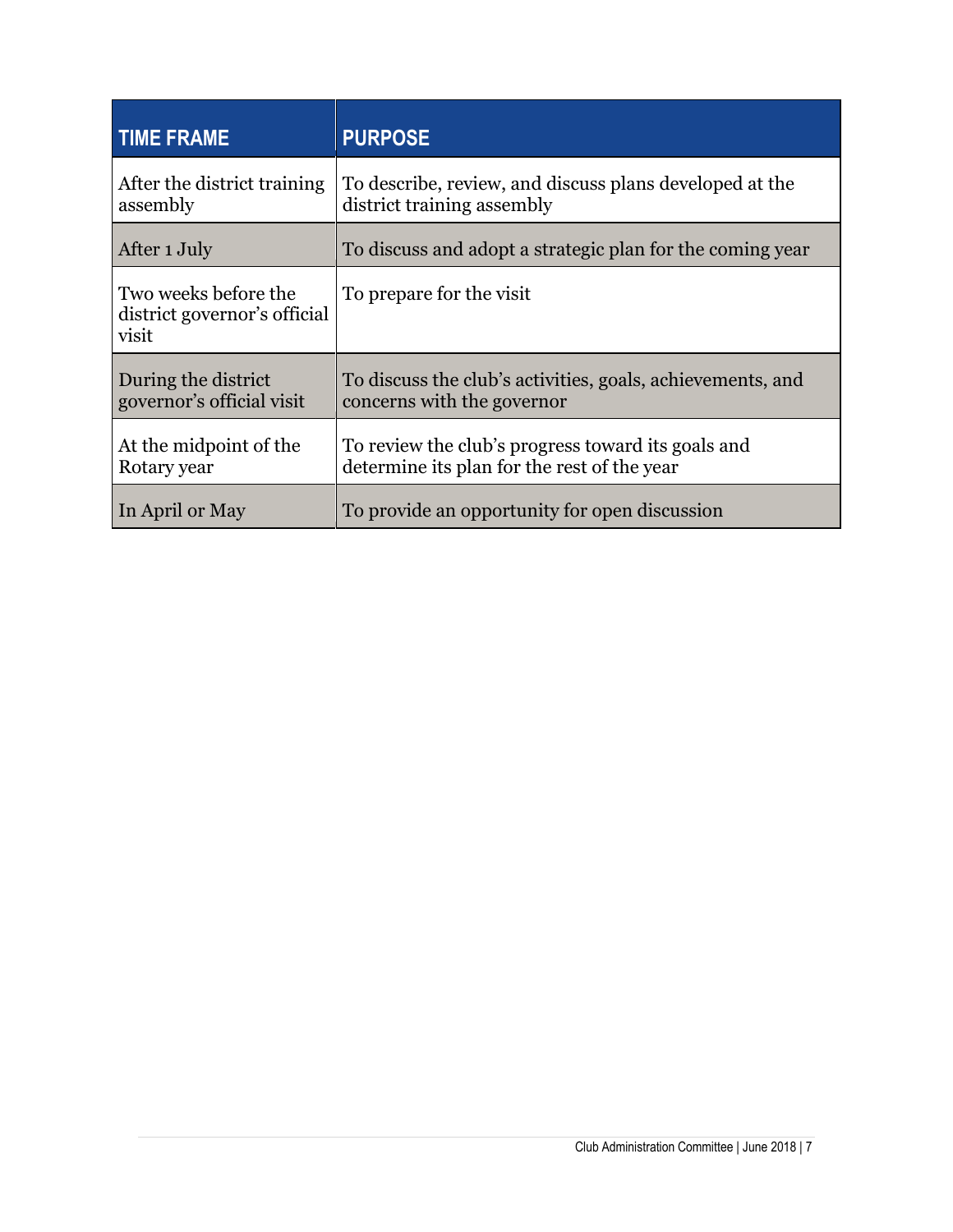| TIME FRAME | PURPOSE |
|---|---|
| After the district training assembly | To describe, review, and discuss plans developed at the district training assembly |
| After 1 July | To discuss and adopt a strategic plan for the coming year |
| Two weeks before the district governor's official visit | To prepare for the visit |
| During the district governor's official visit | To discuss the club's activities, goals, achievements, and concerns with the governor |
| At the midpoint of the Rotary year | To review the club's progress toward its goals and determine its plan for the rest of the year |
| In April or May | To provide an opportunity for open discussion |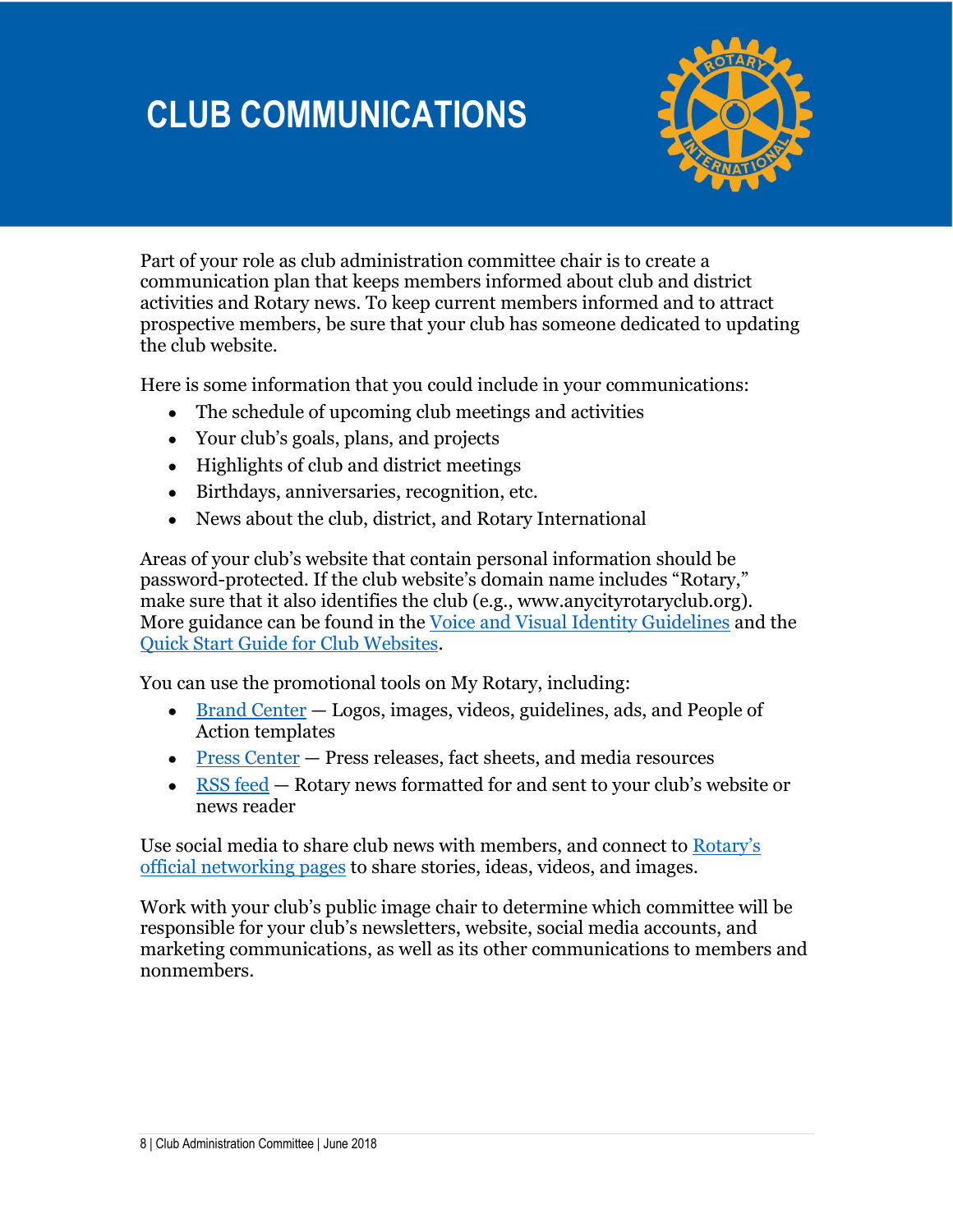# CLUB COMMUNICATIONS

Part of your role as club administration committee chair is to create a communication plan that keeps members informed about club and district activities and Rotary news. To keep current members informed and to attract prospective members, be sure that your club has someone dedicated to updating the club website.

Here is some information that you could include in your communications:

- The schedule of upcoming club meetings and activities
- Your club's goals, plans, and projects
- Highlights of club and district meetings
- Birthdays, anniversaries, recognition, etc.
- News about the club, district, and Rotary International

Areas of your club's website that contain personal information should be password-protected. If the club website's domain name includes "Rotary," make sure that it also identifies the club (e.g., www.anycityrotaryclub.org). More guidance can be found in the Voice and Visual Identity Guidelines and the Quick Start Guide for Club Websites.

You can use the promotional tools on My Rotary, including:

- Brand Center — Logos, images, videos, guidelines, ads, and People of Action templates
- Press Center — Press releases, fact sheets, and media resources
- RSS feed — Rotary news formatted for and sent to your club's website or news reader

Use social media to share club news with members, and connect to Rotary's official networking pages to share stories, ideas, videos, and images.

Work with your club's public image chair to determine which committee will be responsible for your club's newsletters, website, social media accounts, and marketing communications, as well as its other communications to members and nonmembers.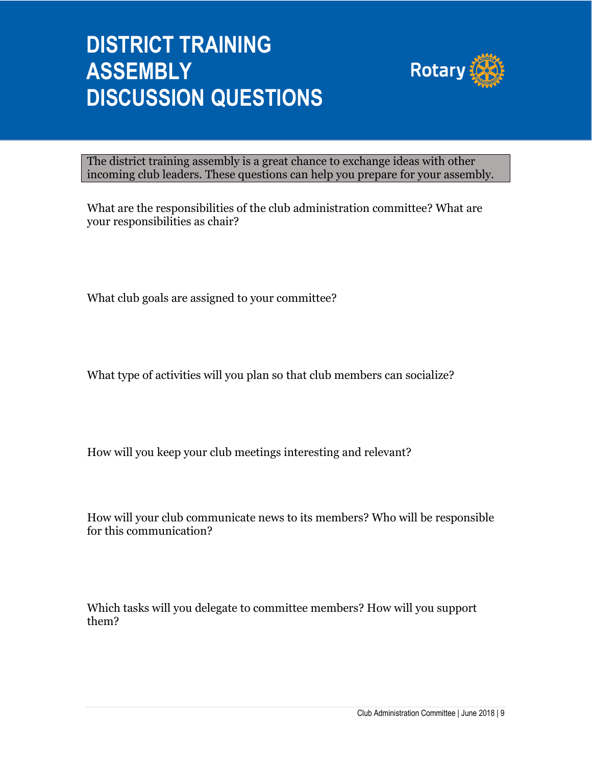# DISTRICT TRAINING ASSEMBLY DISCUSSION QUESTIONS

The district training assembly is a great chance to exchange ideas with other incoming club leaders. These questions can help you prepare for your assembly.

What are the responsibilities of the club administration committee? What are your responsibilities as chair?

What club goals are assigned to your committee?

What type of activities will you plan so that club members can socialize?

How will you keep your club meetings interesting and relevant?

How will your club communicate news to its members? Who will be responsible for this communication?

Which tasks will you delegate to committee members? How will you support them?